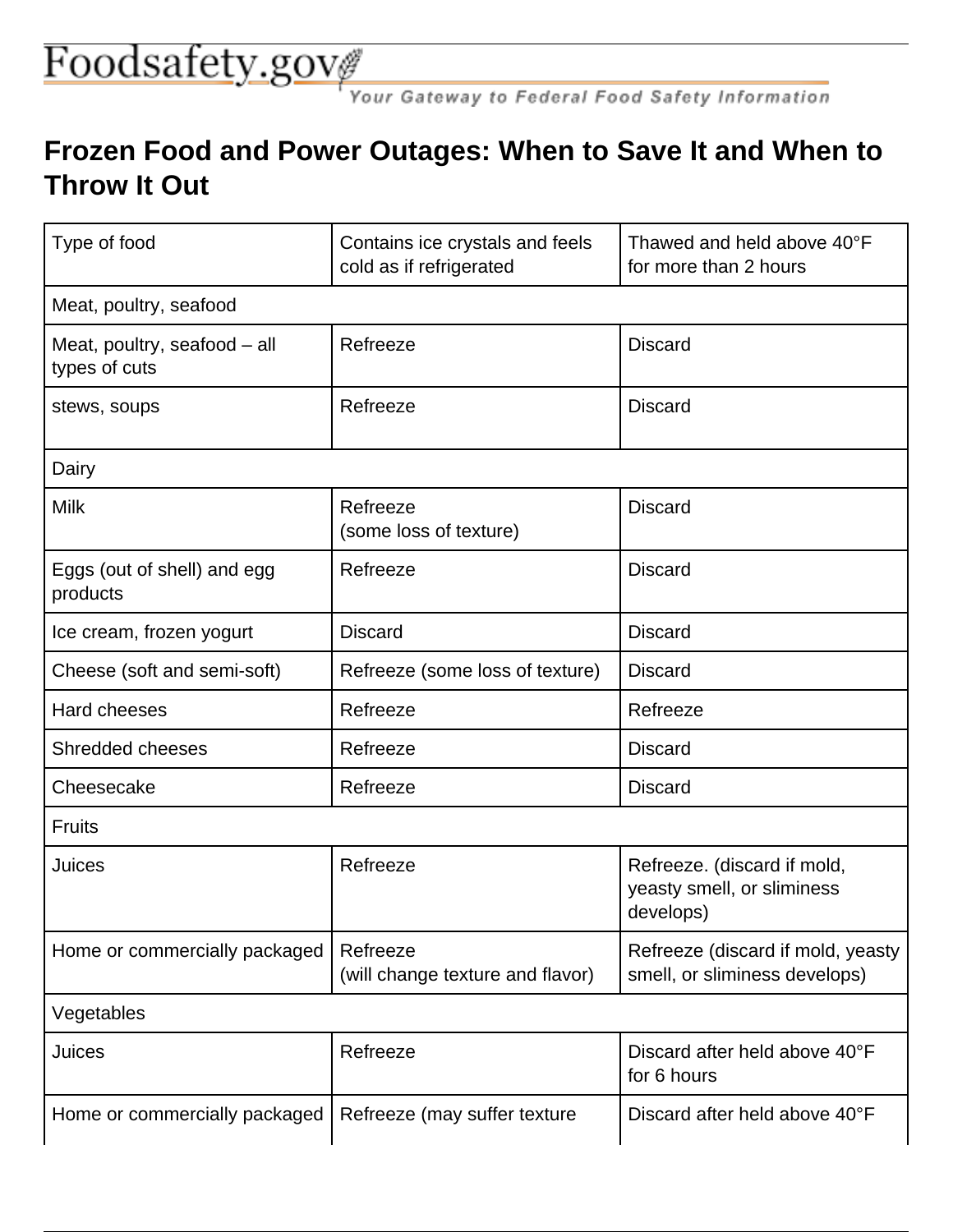Foodsafety.gov

Your Gateway to Federal Food Safety Information

# Frozen Food and Power Outages: When to Save It and When to Throw It Out

| Type of food | Contains ice crystals and feels cold as if refrigerated | Thawed and held above 40°F for more than 2 hours |
| --- | --- | --- |
| Meat, poultry, seafood | | |
| Meat, poultry, seafood – all types of cuts | Refreeze | Discard |
| stews, soups | Refreeze | Discard |
| Dairy | | |
| Milk | Refreeze (some loss of texture) | Discard |
| Eggs (out of shell) and egg products | Refreeze | Discard |
| Ice cream, frozen yogurt | Discard | Discard |
| Cheese (soft and semi-soft) | Refreeze (some loss of texture) | Discard |
| Hard cheeses | Refreeze | Refreeze |
| Shredded cheeses | Refreeze | Discard |
| Cheesecake | Refreeze | Discard |
| Fruits | | |
| Juices | Refreeze | Refreeze. (discard if mold, yeasty smell, or sliminess develops) |
| Home or commercially packaged | Refreeze (will change texture and flavor) | Refreeze (discard if mold, yeasty smell, or sliminess develops) |
| Vegetables | | |
| Juices | Refreeze | Discard after held above 40°F for 6 hours |
| Home or commercially packaged | Refreeze (may suffer texture | Discard after held above 40°F |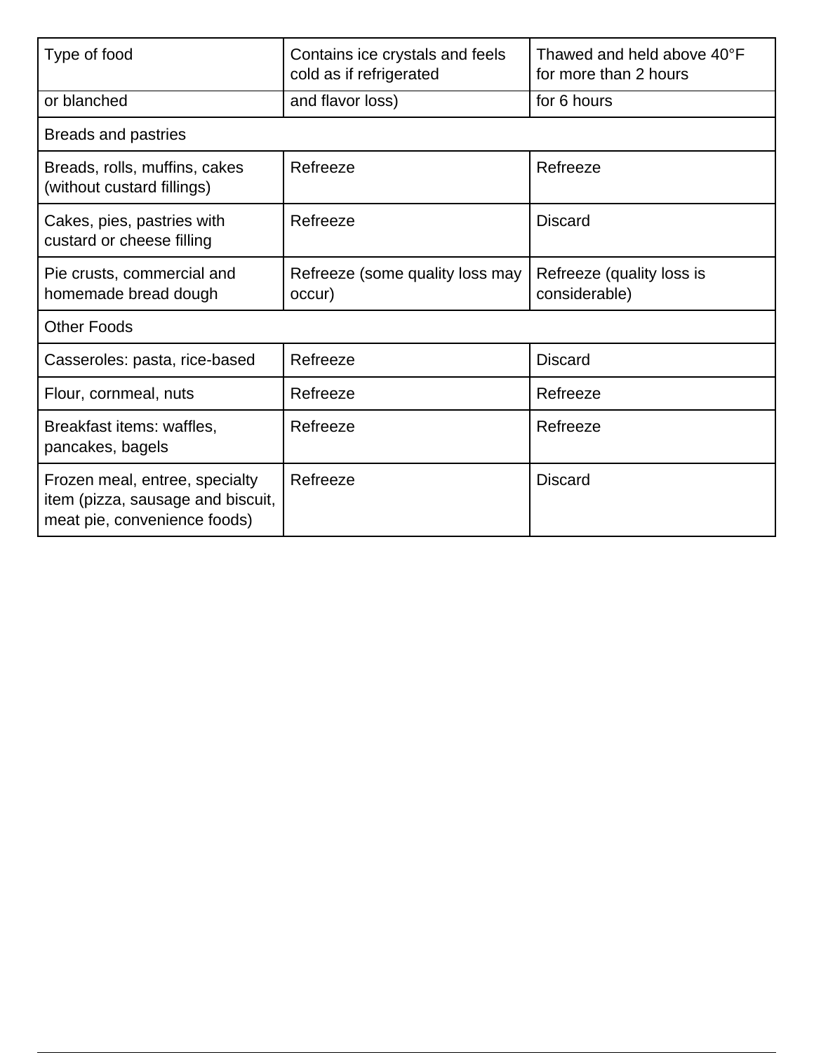| Type of food | Contains ice crystals and feels cold as if refrigerated | Thawed and held above 40°F for more than 2 hours |
|---|---|---|
| or blanched | and flavor loss) | for 6 hours |
| Breads and pastries | | |
| Breads, rolls, muffins, cakes (without custard fillings) | Refreeze | Refreeze |
| Cakes, pies, pastries with custard or cheese filling | Refreeze | Discard |
| Pie crusts, commercial and homemade bread dough | Refreeze (some quality loss may occur) | Refreeze (quality loss is considerable) |
| Other Foods | | |
| Casseroles: pasta, rice-based | Refreeze | Discard |
| Flour, cornmeal, nuts | Refreeze | Refreeze |
| Breakfast items: waffles, pancakes, bagels | Refreeze | Refreeze |
| Frozen meal, entree, specialty item (pizza, sausage and biscuit, meat pie, convenience foods) | Refreeze | Discard |